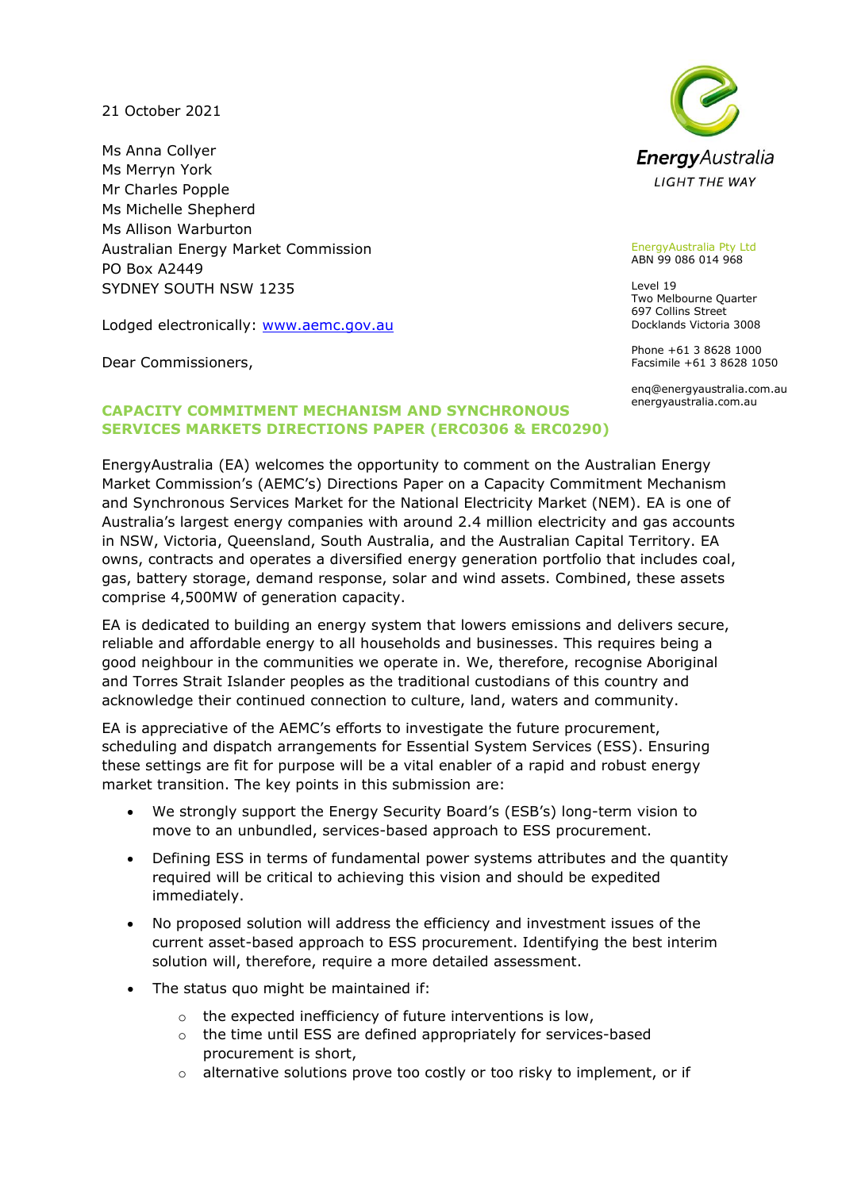21 October 2021

Ms Anna Collyer
Ms Merryn York
Mr Charles Popple
Ms Michelle Shepherd
Ms Allison Warburton
Australian Energy Market Commission
PO Box A2449
SYDNEY SOUTH NSW 1235

Lodged electronically: [www.aemc.gov.au](www.aemc.gov.au)

EnergyAustralia
LIGHT THE WAY

EnergyAustralia Pty Ltd
ABN 99 086 014 968

Level 19
Two Melbourne Quarter
697 Collins Street
Docklands Victoria 3008

Phone +61 3 8628 1000
Facsimile +61 3 8628 1050

enq@energyaustralia.com.au
energyaustralia.com.au

Dear Commissioners,

**CAPACITY COMMITMENT MECHANISM AND SYNCHRONOUS SERVICES MARKETS DIRECTIONS PAPER (ERC0306 & ERC0290)**

EnergyAustralia (EA) welcomes the opportunity to comment on the Australian Energy Market Commission's (AEMC's) Directions Paper on a Capacity Commitment Mechanism and Synchronous Services Market for the National Electricity Market (NEM). EA is one of Australia's largest energy companies with around 2.4 million electricity and gas accounts in NSW, Victoria, Queensland, South Australia, and the Australian Capital Territory. EA owns, contracts and operates a diversified energy generation portfolio that includes coal, gas, battery storage, demand response, solar and wind assets. Combined, these assets comprise 4,500MW of generation capacity.

EA is dedicated to building an energy system that lowers emissions and delivers secure, reliable and affordable energy to all households and businesses. This requires being a good neighbour in the communities we operate in. We, therefore, recognise Aboriginal and Torres Strait Islander peoples as the traditional custodians of this country and acknowledge their continued connection to culture, land, waters and community.

EA is appreciative of the AEMC's efforts to investigate the future procurement, scheduling and dispatch arrangements for Essential System Services (ESS). Ensuring these settings are fit for purpose will be a vital enabler of a rapid and robust energy market transition. The key points in this submission are:

- We strongly support the Energy Security Board's (ESB's) long-term vision to move to an unbundled, services-based approach to ESS procurement.
- Defining ESS in terms of fundamental power systems attributes and the quantity required will be critical to achieving this vision and should be expedited immediately.
- No proposed solution will address the efficiency and investment issues of the current asset-based approach to ESS procurement. Identifying the best interim solution will, therefore, require a more detailed assessment.
- The status quo might be maintained if:
  - the expected inefficiency of future interventions is low,
  - the time until ESS are defined appropriately for services-based procurement is short,
  - alternative solutions prove too costly or too risky to implement, or if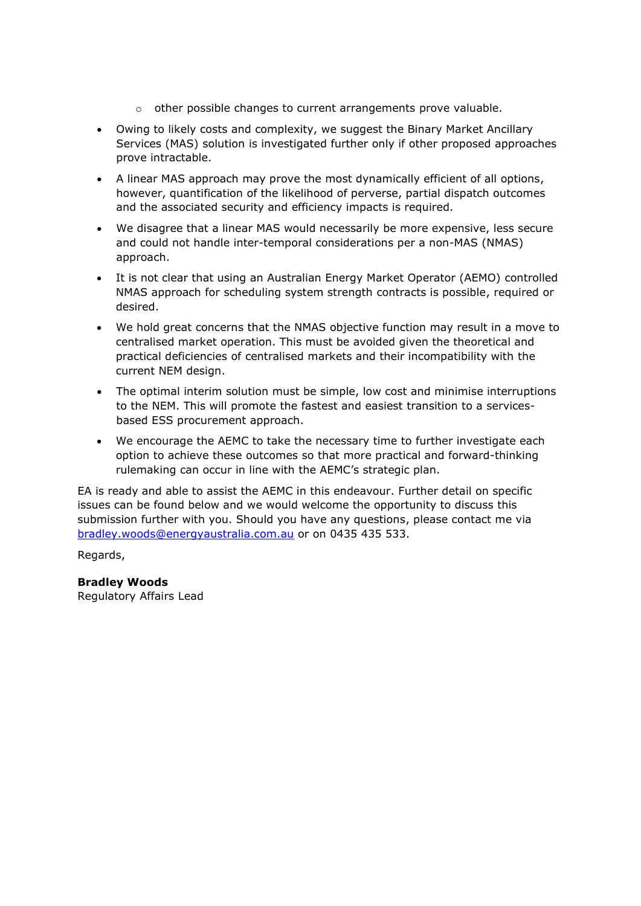- other possible changes to current arrangements prove valuable.
- Owing to likely costs and complexity, we suggest the Binary Market Ancillary Services (MAS) solution is investigated further only if other proposed approaches prove intractable.
- A linear MAS approach may prove the most dynamically efficient of all options, however, quantification of the likelihood of perverse, partial dispatch outcomes and the associated security and efficiency impacts is required.
- We disagree that a linear MAS would necessarily be more expensive, less secure and could not handle inter-temporal considerations per a non-MAS (NMAS) approach.
- It is not clear that using an Australian Energy Market Operator (AEMO) controlled NMAS approach for scheduling system strength contracts is possible, required or desired.
- We hold great concerns that the NMAS objective function may result in a move to centralised market operation. This must be avoided given the theoretical and practical deficiencies of centralised markets and their incompatibility with the current NEM design.
- The optimal interim solution must be simple, low cost and minimise interruptions to the NEM. This will promote the fastest and easiest transition to a services-based ESS procurement approach.
- We encourage the AEMC to take the necessary time to further investigate each option to achieve these outcomes so that more practical and forward-thinking rulemaking can occur in line with the AEMC's strategic plan.

EA is ready and able to assist the AEMC in this endeavour. Further detail on specific issues can be found below and we would welcome the opportunity to discuss this submission further with you. Should you have any questions, please contact me via [bradley.woods@energyaustralia.com.au](mailto:bradley.woods@energyaustralia.com.au) or on 0435 435 533.

Regards,

**Bradley Woods**
Regulatory Affairs Lead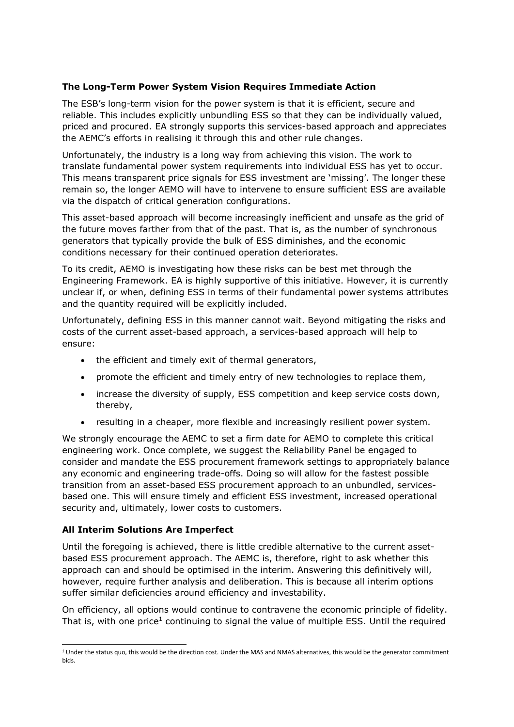**The Long-Term Power System Vision Requires Immediate Action**

The ESB's long-term vision for the power system is that it is efficient, secure and reliable. This includes explicitly unbundling ESS so that they can be individually valued, priced and procured. EA strongly supports this services-based approach and appreciates the AEMC's efforts in realising it through this and other rule changes.

Unfortunately, the industry is a long way from achieving this vision. The work to translate fundamental power system requirements into individual ESS has yet to occur. This means transparent price signals for ESS investment are 'missing'. The longer these remain so, the longer AEMO will have to intervene to ensure sufficient ESS are available via the dispatch of critical generation configurations.

This asset-based approach will become increasingly inefficient and unsafe as the grid of the future moves farther from that of the past. That is, as the number of synchronous generators that typically provide the bulk of ESS diminishes, and the economic conditions necessary for their continued operation deteriorates.

To its credit, AEMO is investigating how these risks can be best met through the Engineering Framework. EA is highly supportive of this initiative. However, it is currently unclear if, or when, defining ESS in terms of their fundamental power systems attributes and the quantity required will be explicitly included.

Unfortunately, defining ESS in this manner cannot wait. Beyond mitigating the risks and costs of the current asset-based approach, a services-based approach will help to ensure:

- the efficient and timely exit of thermal generators,
- promote the efficient and timely entry of new technologies to replace them,
- increase the diversity of supply, ESS competition and keep service costs down, thereby,
- resulting in a cheaper, more flexible and increasingly resilient power system.

We strongly encourage the AEMC to set a firm date for AEMO to complete this critical engineering work. Once complete, we suggest the Reliability Panel be engaged to consider and mandate the ESS procurement framework settings to appropriately balance any economic and engineering trade-offs. Doing so will allow for the fastest possible transition from an asset-based ESS procurement approach to an unbundled, services-based one. This will ensure timely and efficient ESS investment, increased operational security and, ultimately, lower costs to customers.

**All Interim Solutions Are Imperfect**

Until the foregoing is achieved, there is little credible alternative to the current asset-based ESS procurement approach. The AEMC is, therefore, right to ask whether this approach can and should be optimised in the interim. Answering this definitively will, however, require further analysis and deliberation. This is because all interim options suffer similar deficiencies around efficiency and investability.

On efficiency, all options would continue to contravene the economic principle of fidelity. That is, with one price[1] continuing to signal the value of multiple ESS. Until the required

[1] Under the status quo, this would be the direction cost. Under the MAS and NMAS alternatives, this would be the generator commitment bids.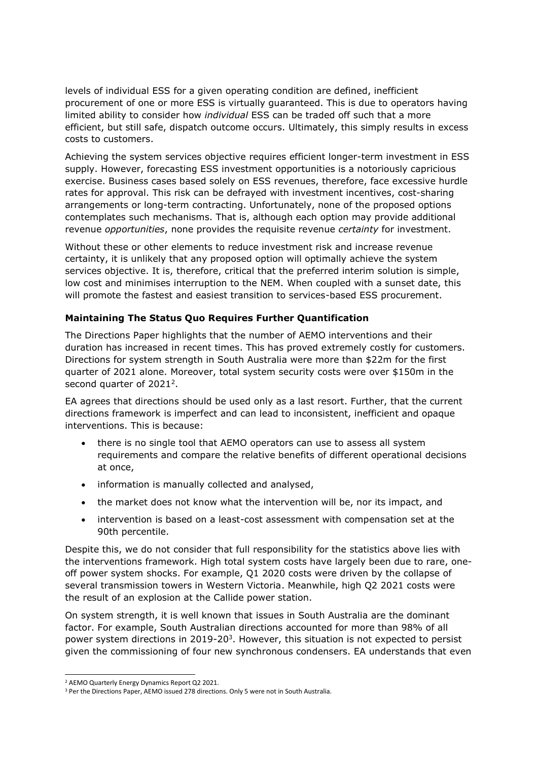levels of individual ESS for a given operating condition are defined, inefficient procurement of one or more ESS is virtually guaranteed. This is due to operators having limited ability to consider how *individual* ESS can be traded off such that a more efficient, but still safe, dispatch outcome occurs. Ultimately, this simply results in excess costs to customers.

Achieving the system services objective requires efficient longer-term investment in ESS supply. However, forecasting ESS investment opportunities is a notoriously capricious exercise. Business cases based solely on ESS revenues, therefore, face excessive hurdle rates for approval. This risk can be defrayed with investment incentives, cost-sharing arrangements or long-term contracting. Unfortunately, none of the proposed options contemplates such mechanisms. That is, although each option may provide additional revenue *opportunities*, none provides the requisite revenue *certainty* for investment.

Without these or other elements to reduce investment risk and increase revenue certainty, it is unlikely that any proposed option will optimally achieve the system services objective. It is, therefore, critical that the preferred interim solution is simple, low cost and minimises interruption to the NEM. When coupled with a sunset date, this will promote the fastest and easiest transition to services-based ESS procurement.

**Maintaining The Status Quo Requires Further Quantification**

The Directions Paper highlights that the number of AEMO interventions and their duration has increased in recent times. This has proved extremely costly for customers. Directions for system strength in South Australia were more than $22m for the first quarter of 2021 alone. Moreover, total system security costs were over $150m in the second quarter of 2021[2].

EA agrees that directions should be used only as a last resort. Further, that the current directions framework is imperfect and can lead to inconsistent, inefficient and opaque interventions. This is because:

- there is no single tool that AEMO operators can use to assess all system requirements and compare the relative benefits of different operational decisions at once,
- information is manually collected and analysed,
- the market does not know what the intervention will be, nor its impact, and
- intervention is based on a least-cost assessment with compensation set at the 90th percentile.

Despite this, we do not consider that full responsibility for the statistics above lies with the interventions framework. High total system costs have largely been due to rare, one-off power system shocks. For example, Q1 2020 costs were driven by the collapse of several transmission towers in Western Victoria. Meanwhile, high Q2 2021 costs were the result of an explosion at the Callide power station.

On system strength, it is well known that issues in South Australia are the dominant factor. For example, South Australian directions accounted for more than 98% of all power system directions in 2019-20[3]. However, this situation is not expected to persist given the commissioning of four new synchronous condensers. EA understands that even

[2] AEMO Quarterly Energy Dynamics Report Q2 2021.

[3] Per the Directions Paper, AEMO issued 278 directions. Only 5 were not in South Australia.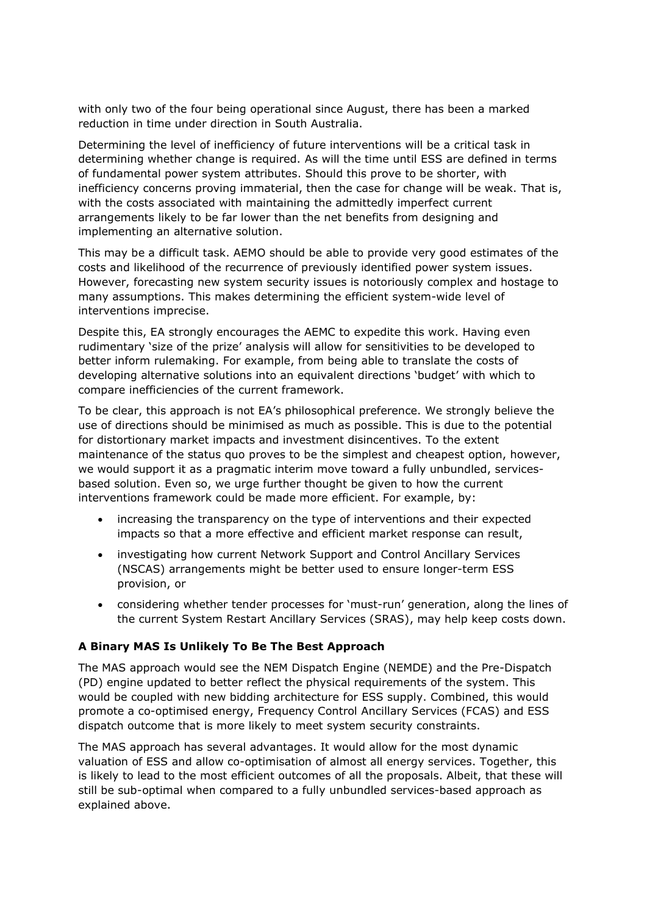with only two of the four being operational since August, there has been a marked reduction in time under direction in South Australia.

Determining the level of inefficiency of future interventions will be a critical task in determining whether change is required. As will the time until ESS are defined in terms of fundamental power system attributes. Should this prove to be shorter, with inefficiency concerns proving immaterial, then the case for change will be weak. That is, with the costs associated with maintaining the admittedly imperfect current arrangements likely to be far lower than the net benefits from designing and implementing an alternative solution.

This may be a difficult task. AEMO should be able to provide very good estimates of the costs and likelihood of the recurrence of previously identified power system issues. However, forecasting new system security issues is notoriously complex and hostage to many assumptions. This makes determining the efficient system-wide level of interventions imprecise.

Despite this, EA strongly encourages the AEMC to expedite this work. Having even rudimentary 'size of the prize' analysis will allow for sensitivities to be developed to better inform rulemaking. For example, from being able to translate the costs of developing alternative solutions into an equivalent directions 'budget' with which to compare inefficiencies of the current framework.

To be clear, this approach is not EA's philosophical preference. We strongly believe the use of directions should be minimised as much as possible. This is due to the potential for distortionary market impacts and investment disincentives. To the extent maintenance of the status quo proves to be the simplest and cheapest option, however, we would support it as a pragmatic interim move toward a fully unbundled, services-based solution. Even so, we urge further thought be given to how the current interventions framework could be made more efficient. For example, by:

- increasing the transparency on the type of interventions and their expected impacts so that a more effective and efficient market response can result,
- investigating how current Network Support and Control Ancillary Services (NSCAS) arrangements might be better used to ensure longer-term ESS provision, or
- considering whether tender processes for 'must-run' generation, along the lines of the current System Restart Ancillary Services (SRAS), may help keep costs down.

**A Binary MAS Is Unlikely To Be The Best Approach**

The MAS approach would see the NEM Dispatch Engine (NEMDE) and the Pre-Dispatch (PD) engine updated to better reflect the physical requirements of the system. This would be coupled with new bidding architecture for ESS supply. Combined, this would promote a co-optimised energy, Frequency Control Ancillary Services (FCAS) and ESS dispatch outcome that is more likely to meet system security constraints.

The MAS approach has several advantages. It would allow for the most dynamic valuation of ESS and allow co-optimisation of almost all energy services. Together, this is likely to lead to the most efficient outcomes of all the proposals. Albeit, that these will still be sub-optimal when compared to a fully unbundled services-based approach as explained above.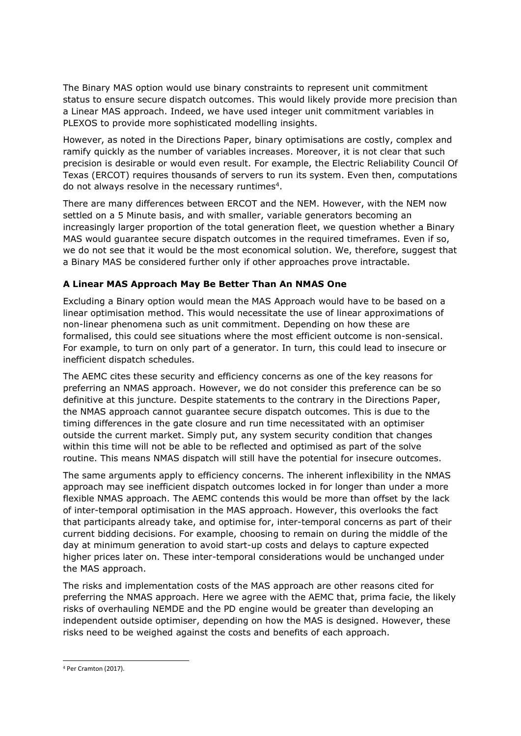The Binary MAS option would use binary constraints to represent unit commitment status to ensure secure dispatch outcomes. This would likely provide more precision than a Linear MAS approach. Indeed, we have used integer unit commitment variables in PLEXOS to provide more sophisticated modelling insights.

However, as noted in the Directions Paper, binary optimisations are costly, complex and ramify quickly as the number of variables increases. Moreover, it is not clear that such precision is desirable or would even result. For example, the Electric Reliability Council Of Texas (ERCOT) requires thousands of servers to run its system. Even then, computations do not always resolve in the necessary runtimes[4].

There are many differences between ERCOT and the NEM. However, with the NEM now settled on a 5 Minute basis, and with smaller, variable generators becoming an increasingly larger proportion of the total generation fleet, we question whether a Binary MAS would guarantee secure dispatch outcomes in the required timeframes. Even if so, we do not see that it would be the most economical solution. We, therefore, suggest that a Binary MAS be considered further only if other approaches prove intractable.

**A Linear MAS Approach May Be Better Than An NMAS One**

Excluding a Binary option would mean the MAS Approach would have to be based on a linear optimisation method. This would necessitate the use of linear approximations of non-linear phenomena such as unit commitment. Depending on how these are formalised, this could see situations where the most efficient outcome is non-sensical. For example, to turn on only part of a generator. In turn, this could lead to insecure or inefficient dispatch schedules.

The AEMC cites these security and efficiency concerns as one of the key reasons for preferring an NMAS approach. However, we do not consider this preference can be so definitive at this juncture. Despite statements to the contrary in the Directions Paper, the NMAS approach cannot guarantee secure dispatch outcomes. This is due to the timing differences in the gate closure and run time necessitated with an optimiser outside the current market. Simply put, any system security condition that changes within this time will not be able to be reflected and optimised as part of the solve routine. This means NMAS dispatch will still have the potential for insecure outcomes.

The same arguments apply to efficiency concerns. The inherent inflexibility in the NMAS approach may see inefficient dispatch outcomes locked in for longer than under a more flexible NMAS approach. The AEMC contends this would be more than offset by the lack of inter-temporal optimisation in the MAS approach. However, this overlooks the fact that participants already take, and optimise for, inter-temporal concerns as part of their current bidding decisions. For example, choosing to remain on during the middle of the day at minimum generation to avoid start-up costs and delays to capture expected higher prices later on. These inter-temporal considerations would be unchanged under the MAS approach.

The risks and implementation costs of the MAS approach are other reasons cited for preferring the NMAS approach. Here we agree with the AEMC that, prima facie, the likely risks of overhauling NEMDE and the PD engine would be greater than developing an independent outside optimiser, depending on how the MAS is designed. However, these risks need to be weighed against the costs and benefits of each approach.

[4] Per Cramton (2017).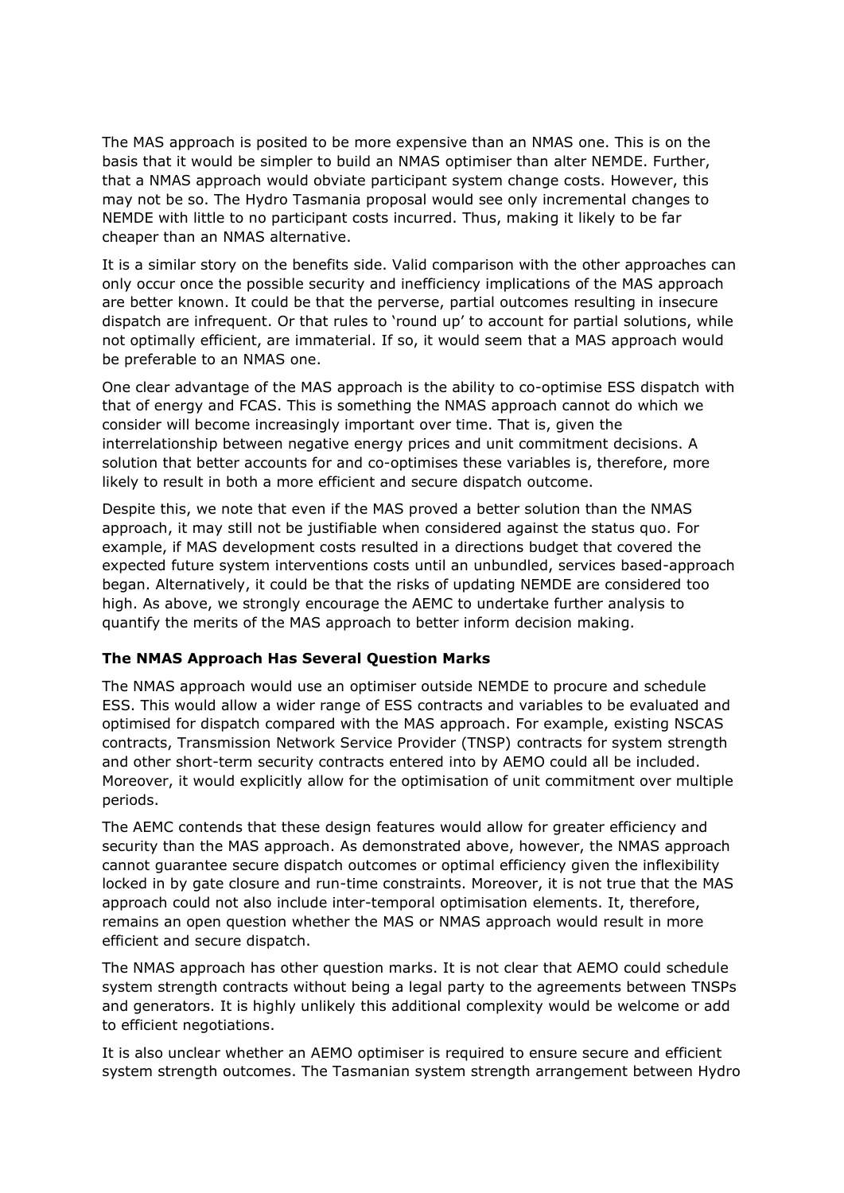The MAS approach is posited to be more expensive than an NMAS one. This is on the basis that it would be simpler to build an NMAS optimiser than alter NEMDE. Further, that a NMAS approach would obviate participant system change costs. However, this may not be so. The Hydro Tasmania proposal would see only incremental changes to NEMDE with little to no participant costs incurred. Thus, making it likely to be far cheaper than an NMAS alternative.

It is a similar story on the benefits side. Valid comparison with the other approaches can only occur once the possible security and inefficiency implications of the MAS approach are better known. It could be that the perverse, partial outcomes resulting in insecure dispatch are infrequent. Or that rules to 'round up' to account for partial solutions, while not optimally efficient, are immaterial. If so, it would seem that a MAS approach would be preferable to an NMAS one.

One clear advantage of the MAS approach is the ability to co-optimise ESS dispatch with that of energy and FCAS. This is something the NMAS approach cannot do which we consider will become increasingly important over time. That is, given the interrelationship between negative energy prices and unit commitment decisions. A solution that better accounts for and co-optimises these variables is, therefore, more likely to result in both a more efficient and secure dispatch outcome.

Despite this, we note that even if the MAS proved a better solution than the NMAS approach, it may still not be justifiable when considered against the status quo. For example, if MAS development costs resulted in a directions budget that covered the expected future system interventions costs until an unbundled, services based-approach began. Alternatively, it could be that the risks of updating NEMDE are considered too high. As above, we strongly encourage the AEMC to undertake further analysis to quantify the merits of the MAS approach to better inform decision making.

**The NMAS Approach Has Several Question Marks**

The NMAS approach would use an optimiser outside NEMDE to procure and schedule ESS. This would allow a wider range of ESS contracts and variables to be evaluated and optimised for dispatch compared with the MAS approach. For example, existing NSCAS contracts, Transmission Network Service Provider (TNSP) contracts for system strength and other short-term security contracts entered into by AEMO could all be included. Moreover, it would explicitly allow for the optimisation of unit commitment over multiple periods.

The AEMC contends that these design features would allow for greater efficiency and security than the MAS approach. As demonstrated above, however, the NMAS approach cannot guarantee secure dispatch outcomes or optimal efficiency given the inflexibility locked in by gate closure and run-time constraints. Moreover, it is not true that the MAS approach could not also include inter-temporal optimisation elements. It, therefore, remains an open question whether the MAS or NMAS approach would result in more efficient and secure dispatch.

The NMAS approach has other question marks. It is not clear that AEMO could schedule system strength contracts without being a legal party to the agreements between TNSPs and generators. It is highly unlikely this additional complexity would be welcome or add to efficient negotiations.

It is also unclear whether an AEMO optimiser is required to ensure secure and efficient system strength outcomes. The Tasmanian system strength arrangement between Hydro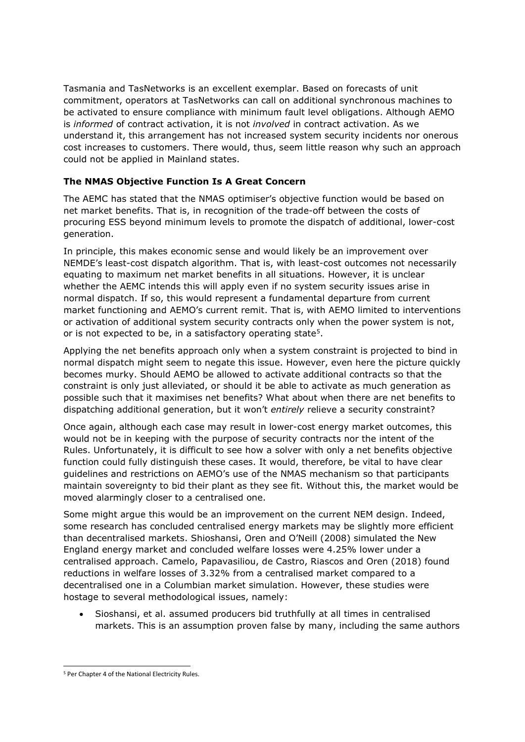Tasmania and TasNetworks is an excellent exemplar. Based on forecasts of unit commitment, operators at TasNetworks can call on additional synchronous machines to be activated to ensure compliance with minimum fault level obligations. Although AEMO is *informed* of contract activation, it is not *involved* in contract activation. As we understand it, this arrangement has not increased system security incidents nor onerous cost increases to customers. There would, thus, seem little reason why such an approach could not be applied in Mainland states.

**The NMAS Objective Function Is A Great Concern**

The AEMC has stated that the NMAS optimiser's objective function would be based on net market benefits. That is, in recognition of the trade-off between the costs of procuring ESS beyond minimum levels to promote the dispatch of additional, lower-cost generation.

In principle, this makes economic sense and would likely be an improvement over NEMDE's least-cost dispatch algorithm. That is, with least-cost outcomes not necessarily equating to maximum net market benefits in all situations. However, it is unclear whether the AEMC intends this will apply even if no system security issues arise in normal dispatch. If so, this would represent a fundamental departure from current market functioning and AEMO's current remit. That is, with AEMO limited to interventions or activation of additional system security contracts only when the power system is not, or is not expected to be, in a satisfactory operating state[5].

Applying the net benefits approach only when a system constraint is projected to bind in normal dispatch might seem to negate this issue. However, even here the picture quickly becomes murky. Should AEMO be allowed to activate additional contracts so that the constraint is only just alleviated, or should it be able to activate as much generation as possible such that it maximises net benefits? What about when there are net benefits to dispatching additional generation, but it won't *entirely* relieve a security constraint?

Once again, although each case may result in lower-cost energy market outcomes, this would not be in keeping with the purpose of security contracts nor the intent of the Rules. Unfortunately, it is difficult to see how a solver with only a net benefits objective function could fully distinguish these cases. It would, therefore, be vital to have clear guidelines and restrictions on AEMO's use of the NMAS mechanism so that participants maintain sovereignty to bid their plant as they see fit. Without this, the market would be moved alarmingly closer to a centralised one.

Some might argue this would be an improvement on the current NEM design. Indeed, some research has concluded centralised energy markets may be slightly more efficient than decentralised markets. Shioshansi, Oren and O'Neill (2008) simulated the New England energy market and concluded welfare losses were 4.25% lower under a centralised approach. Camelo, Papavasiliou, de Castro, Riascos and Oren (2018) found reductions in welfare losses of 3.32% from a centralised market compared to a decentralised one in a Columbian market simulation. However, these studies were hostage to several methodological issues, namely:

- Sioshansi, et al. assumed producers bid truthfully at all times in centralised markets. This is an assumption proven false by many, including the same authors

[5] Per Chapter 4 of the National Electricity Rules.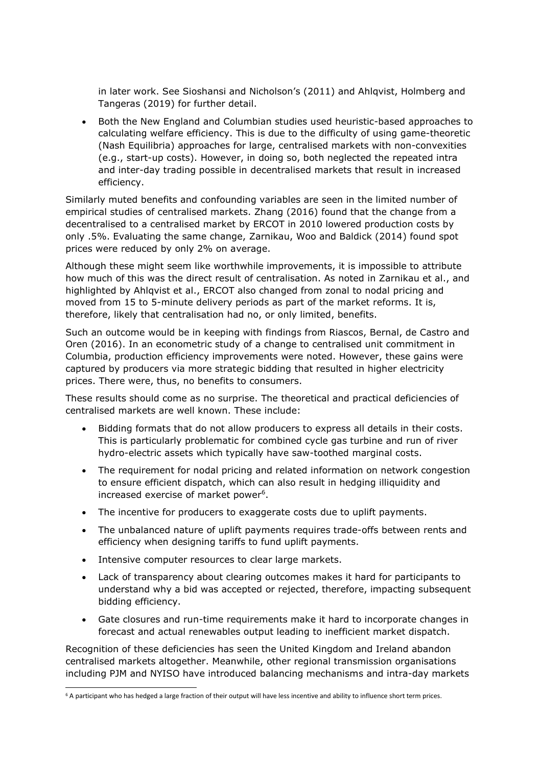in later work. See Sioshansi and Nicholson's (2011) and Ahlqvist, Holmberg and Tangeras (2019) for further detail.

- Both the New England and Columbian studies used heuristic-based approaches to calculating welfare efficiency. This is due to the difficulty of using game-theoretic (Nash Equilibria) approaches for large, centralised markets with non-convexities (e.g., start-up costs). However, in doing so, both neglected the repeated intra and inter-day trading possible in decentralised markets that result in increased efficiency.

Similarly muted benefits and confounding variables are seen in the limited number of empirical studies of centralised markets. Zhang (2016) found that the change from a decentralised to a centralised market by ERCOT in 2010 lowered production costs by only .5%. Evaluating the same change, Zarnikau, Woo and Baldick (2014) found spot prices were reduced by only 2% on average.

Although these might seem like worthwhile improvements, it is impossible to attribute how much of this was the direct result of centralisation. As noted in Zarnikau et al., and highlighted by Ahlqvist et al., ERCOT also changed from zonal to nodal pricing and moved from 15 to 5-minute delivery periods as part of the market reforms. It is, therefore, likely that centralisation had no, or only limited, benefits.

Such an outcome would be in keeping with findings from Riascos, Bernal, de Castro and Oren (2016). In an econometric study of a change to centralised unit commitment in Columbia, production efficiency improvements were noted. However, these gains were captured by producers via more strategic bidding that resulted in higher electricity prices. There were, thus, no benefits to consumers.

These results should come as no surprise. The theoretical and practical deficiencies of centralised markets are well known. These include:

- Bidding formats that do not allow producers to express all details in their costs. This is particularly problematic for combined cycle gas turbine and run of river hydro-electric assets which typically have saw-toothed marginal costs.
- The requirement for nodal pricing and related information on network congestion to ensure efficient dispatch, which can also result in hedging illiquidity and increased exercise of market power[6].
- The incentive for producers to exaggerate costs due to uplift payments.
- The unbalanced nature of uplift payments requires trade-offs between rents and efficiency when designing tariffs to fund uplift payments.
- Intensive computer resources to clear large markets.
- Lack of transparency about clearing outcomes makes it hard for participants to understand why a bid was accepted or rejected, therefore, impacting subsequent bidding efficiency.
- Gate closures and run-time requirements make it hard to incorporate changes in forecast and actual renewables output leading to inefficient market dispatch.

Recognition of these deficiencies has seen the United Kingdom and Ireland abandon centralised markets altogether. Meanwhile, other regional transmission organisations including PJM and NYISO have introduced balancing mechanisms and intra-day markets

[6] A participant who has hedged a large fraction of their output will have less incentive and ability to influence short term prices.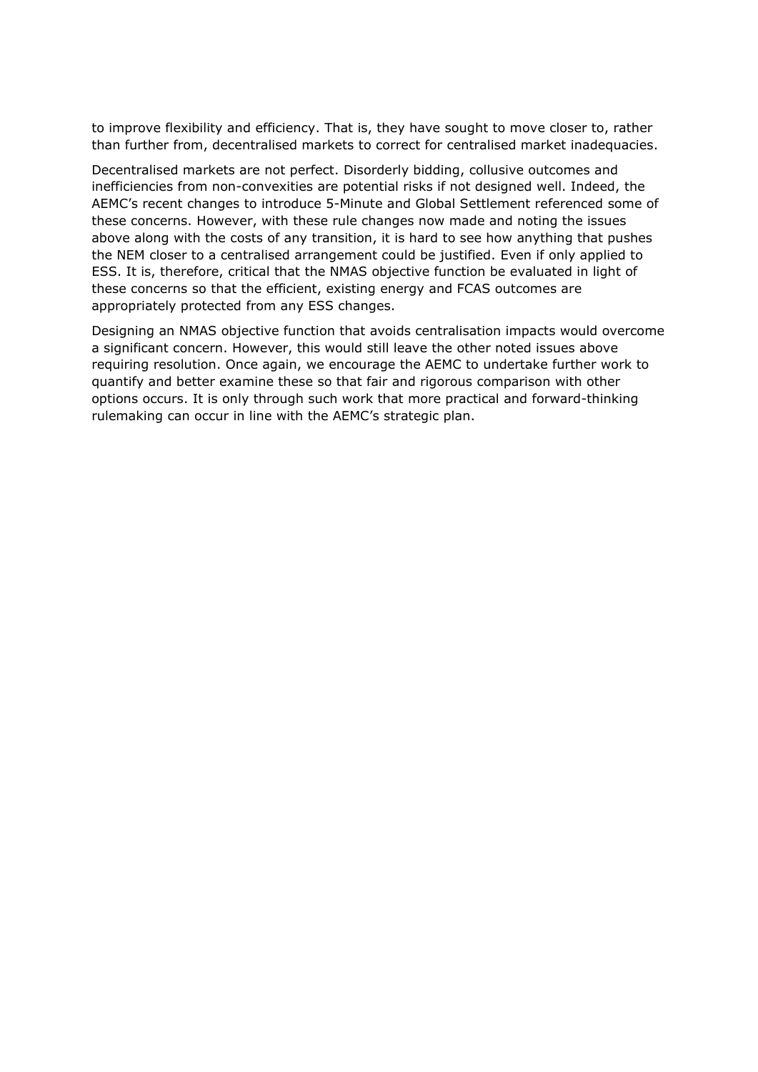to improve flexibility and efficiency. That is, they have sought to move closer to, rather than further from, decentralised markets to correct for centralised market inadequacies.

Decentralised markets are not perfect. Disorderly bidding, collusive outcomes and inefficiencies from non-convexities are potential risks if not designed well. Indeed, the AEMC's recent changes to introduce 5-Minute and Global Settlement referenced some of these concerns. However, with these rule changes now made and noting the issues above along with the costs of any transition, it is hard to see how anything that pushes the NEM closer to a centralised arrangement could be justified. Even if only applied to ESS. It is, therefore, critical that the NMAS objective function be evaluated in light of these concerns so that the efficient, existing energy and FCAS outcomes are appropriately protected from any ESS changes.

Designing an NMAS objective function that avoids centralisation impacts would overcome a significant concern. However, this would still leave the other noted issues above requiring resolution. Once again, we encourage the AEMC to undertake further work to quantify and better examine these so that fair and rigorous comparison with other options occurs. It is only through such work that more practical and forward-thinking rulemaking can occur in line with the AEMC's strategic plan.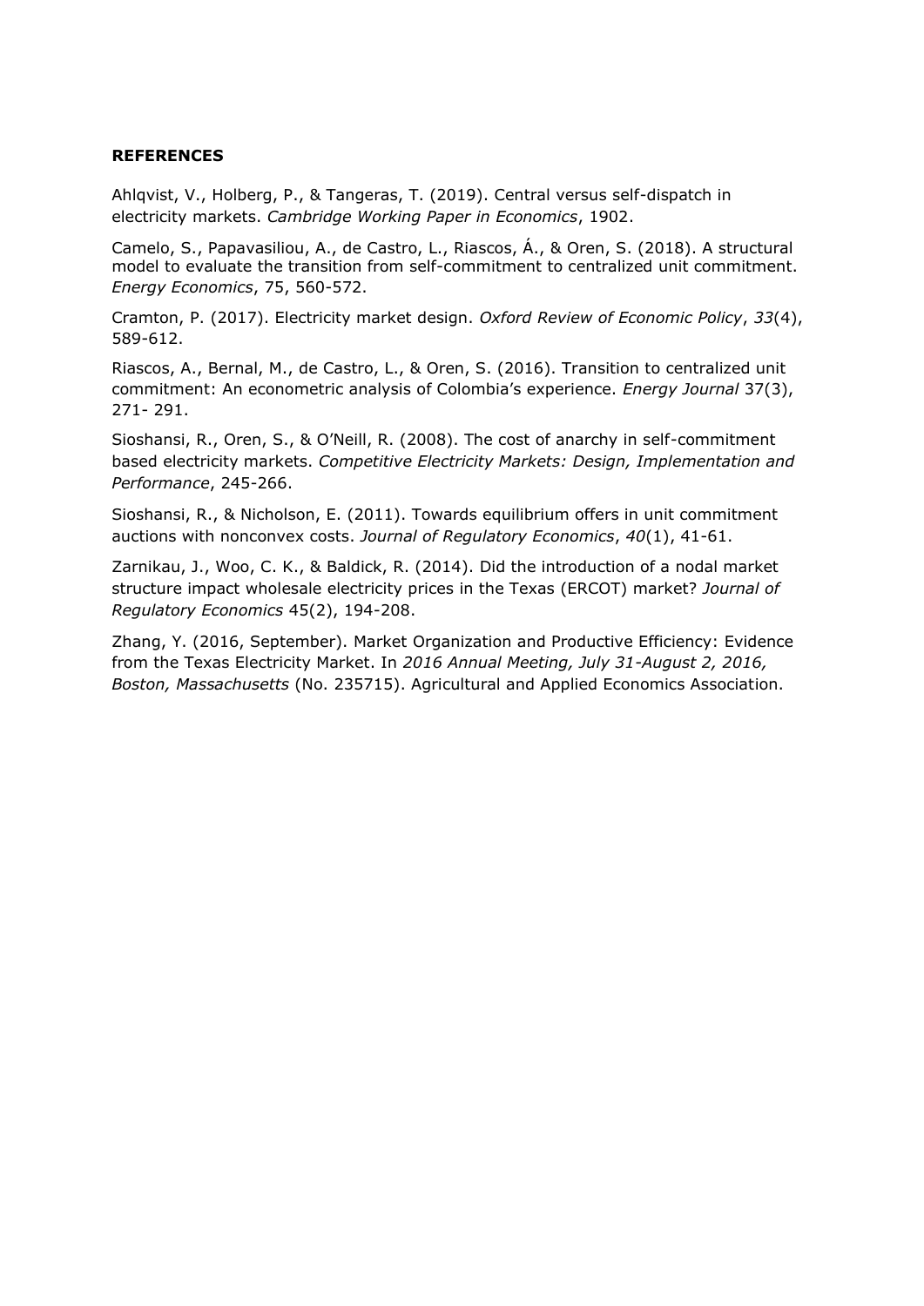**REFERENCES**

Ahlqvist, V., Holberg, P., & Tangeras, T. (2019). Central versus self-dispatch in electricity markets. *Cambridge Working Paper in Economics*, 1902.

Camelo, S., Papavasiliou, A., de Castro, L., Riascos, Á., & Oren, S. (2018). A structural model to evaluate the transition from self-commitment to centralized unit commitment. *Energy Economics*, 75, 560-572.

Cramton, P. (2017). Electricity market design. *Oxford Review of Economic Policy*, *33*(4), 589-612.

Riascos, A., Bernal, M., de Castro, L., & Oren, S. (2016). Transition to centralized unit commitment: An econometric analysis of Colombia's experience. *Energy Journal* 37(3), 271- 291.

Sioshansi, R., Oren, S., & O'Neill, R. (2008). The cost of anarchy in self-commitment based electricity markets. *Competitive Electricity Markets: Design, Implementation and Performance*, 245-266.

Sioshansi, R., & Nicholson, E. (2011). Towards equilibrium offers in unit commitment auctions with nonconvex costs. *Journal of Regulatory Economics*, *40*(1), 41-61.

Zarnikau, J., Woo, C. K., & Baldick, R. (2014). Did the introduction of a nodal market structure impact wholesale electricity prices in the Texas (ERCOT) market? *Journal of Regulatory Economics* 45(2), 194-208.

Zhang, Y. (2016, September). Market Organization and Productive Efficiency: Evidence from the Texas Electricity Market. In *2016 Annual Meeting, July 31-August 2, 2016, Boston, Massachusetts* (No. 235715). Agricultural and Applied Economics Association.